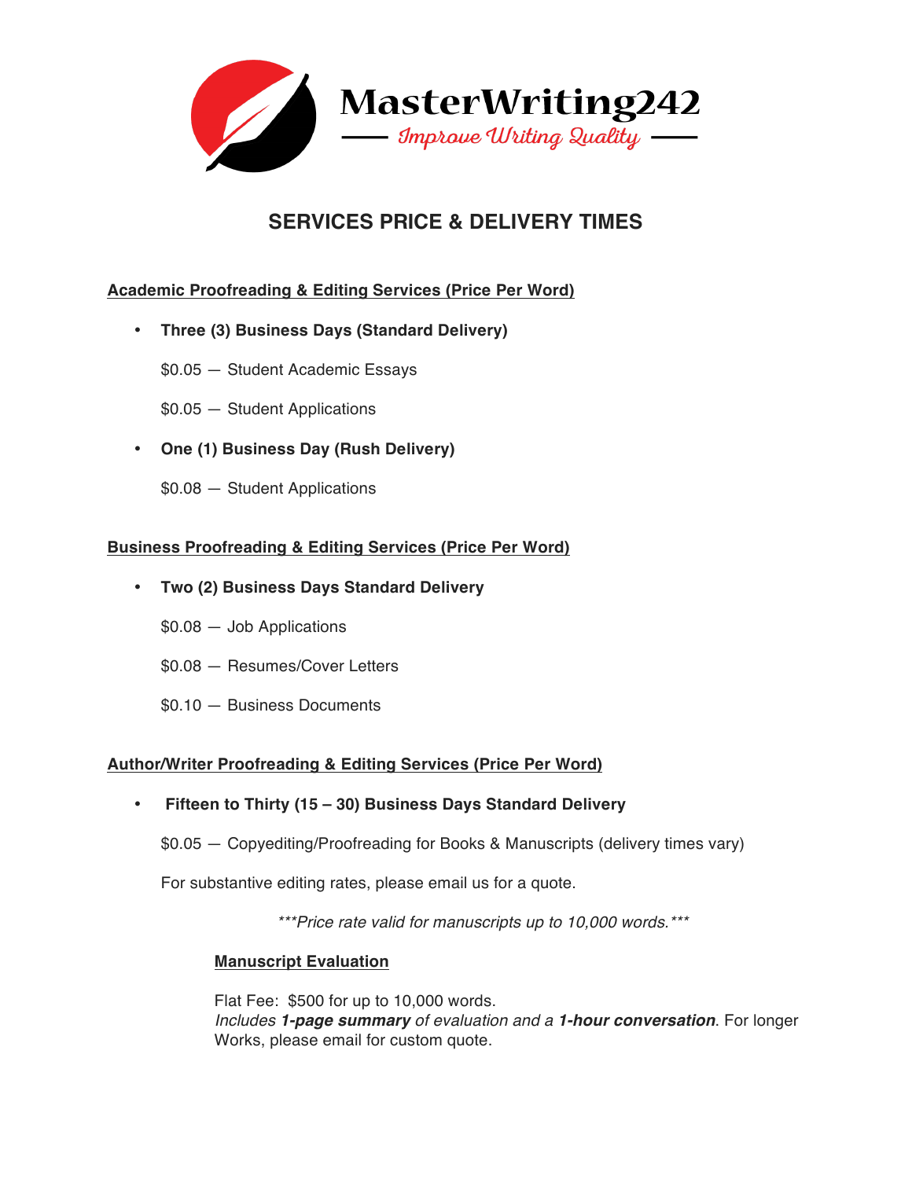# MasterWriting242

*Improve Writing Quality*

## SERVICES PRICE & DELIVERY TIMES

### Academic Proofreading & Editing Services (Price Per Word)

- **Three (3) Business Days (Standard Delivery)**

  $0.05 — Student Academic Essays

  $0.05 — Student Applications

- **One (1) Business Day (Rush Delivery)**

  $0.08 — Student Applications

### Business Proofreading & Editing Services (Price Per Word)

- **Two (2) Business Days Standard Delivery**

  $0.08 — Job Applications

  $0.08 — Resumes/Cover Letters

  $0.10 — Business Documents

### Author/Writer Proofreading & Editing Services (Price Per Word)

- **Fifteen to Thirty (15 – 30) Business Days Standard Delivery**

  $0.05 — Copyediting/Proofreading for Books & Manuscripts (delivery times vary)

  For substantive editing rates, please email us for a quote.

*\*\*\*Price rate valid for manuscripts up to 10,000 words.\*\*\**

#### Manuscript Evaluation

Flat Fee: $500 for up to 10,000 words.
*Includes **1-page summary** of evaluation and a **1-hour conversation***. For longer Works, please email for custom quote.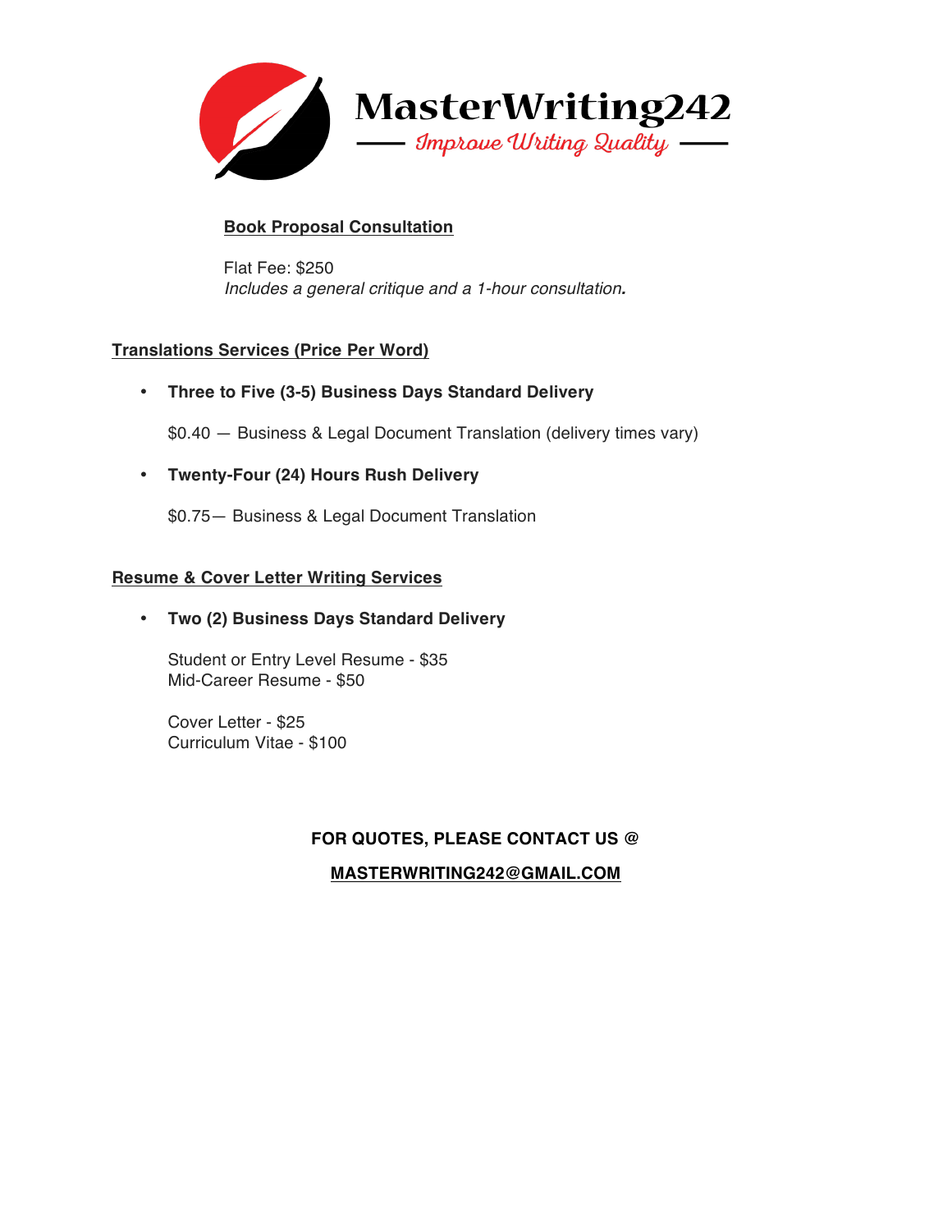# MasterWriting242

*Improve Writing Quality*

## Book Proposal Consultation

Flat Fee: $250
*Includes a general critique and a 1-hour consultation.*

## Translations Services (Price Per Word)

- **Three to Five (3-5) Business Days Standard Delivery**

  $0.40 — Business & Legal Document Translation (delivery times vary)

- **Twenty-Four (24) Hours Rush Delivery**

  $0.75— Business & Legal Document Translation

## Resume & Cover Letter Writing Services

- **Two (2) Business Days Standard Delivery**

  Student or Entry Level Resume - $35
  Mid-Career Resume - $50

  Cover Letter - $25
  Curriculum Vitae - $100

**FOR QUOTES, PLEASE CONTACT US @**

**MASTERWRITING242@GMAIL.COM**